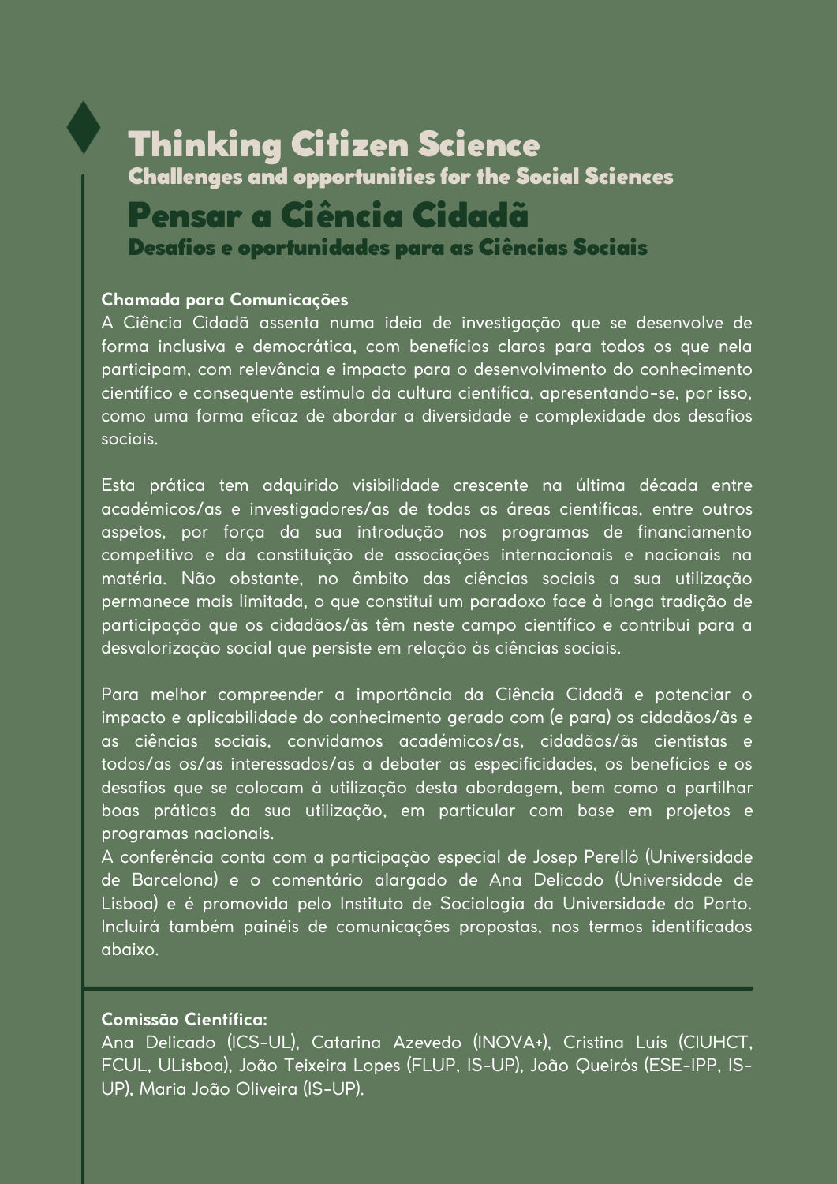# Thinking Citizen Science

## Challenges and opportunities for the Social Sciences

# Pensar a Ciência Cidadã

## Desafios e oportunidades para as Ciências Sociais

**Chamada para Comunicações**

A Ciência Cidadã assenta numa ideia de investigação que se desenvolve de forma inclusiva e democrática, com benefícios claros para todos os que nela participam, com relevância e impacto para o desenvolvimento do conhecimento científico e consequente estímulo da cultura científica, apresentando-se, por isso, como uma forma eficaz de abordar a diversidade e complexidade dos desafios sociais.

Esta prática tem adquirido visibilidade crescente na última década entre académicos/as e investigadores/as de todas as áreas científicas, entre outros aspetos, por força da sua introdução nos programas de financiamento competitivo e da constituição de associações internacionais e nacionais na matéria. Não obstante, no âmbito das ciências sociais a sua utilização permanece mais limitada, o que constitui um paradoxo face à longa tradição de participação que os cidadãos/ãs têm neste campo científico e contribui para a desvalorização social que persiste em relação às ciências sociais.

Para melhor compreender a importância da Ciência Cidadã e potenciar o impacto e aplicabilidade do conhecimento gerado com (e para) os cidadãos/ãs e as ciências sociais, convidamos académicos/as, cidadãos/ãs cientistas e todos/as os/as interessados/as a debater as especificidades, os benefícios e os desafios que se colocam à utilização desta abordagem, bem como a partilhar boas práticas da sua utilização, em particular com base em projetos e programas nacionais.

A conferência conta com a participação especial de Josep Perelló (Universidade de Barcelona) e o comentário alargado de Ana Delicado (Universidade de Lisboa) e é promovida pelo Instituto de Sociologia da Universidade do Porto. Incluirá também painéis de comunicações propostas, nos termos identificados abaixo.

---

**Comissão Científica:**

Ana Delicado (ICS-UL), Catarina Azevedo (INOVA+), Cristina Luís (CIUHCT, FCUL, ULisboa), João Teixeira Lopes (FLUP, IS-UP), João Queirós (ESE-IPP, IS-UP), Maria João Oliveira (IS-UP).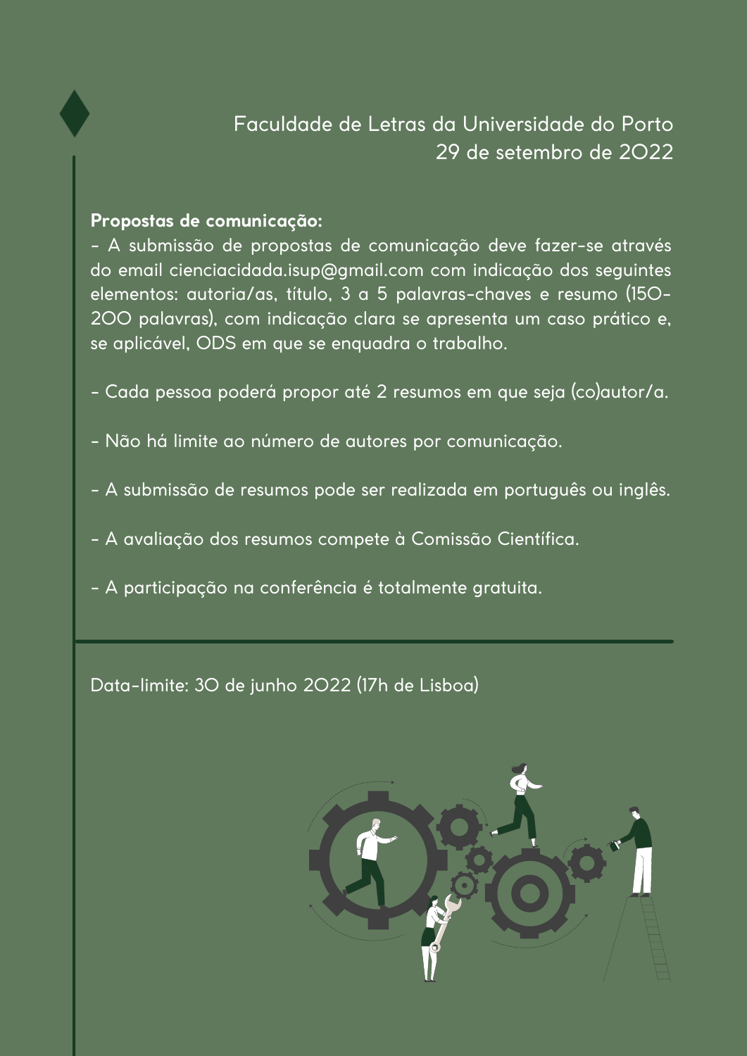Faculdade de Letras da Universidade do Porto
29 de setembro de 2022

**Propostas de comunicação:**

- A submissão de propostas de comunicação deve fazer-se através do email cienciacidada.isup@gmail.com com indicação dos seguintes elementos: autoria/as, título, 3 a 5 palavras-chaves e resumo (150-200 palavras), com indicação clara se apresenta um caso prático e, se aplicável, ODS em que se enquadra o trabalho.

- Cada pessoa poderá propor até 2 resumos em que seja (co)autor/a.

- Não há limite ao número de autores por comunicação.

- A submissão de resumos pode ser realizada em português ou inglês.

- A avaliação dos resumos compete à Comissão Científica.

- A participação na conferência é totalmente gratuita.

---

Data-limite: 30 de junho 2022 (17h de Lisboa)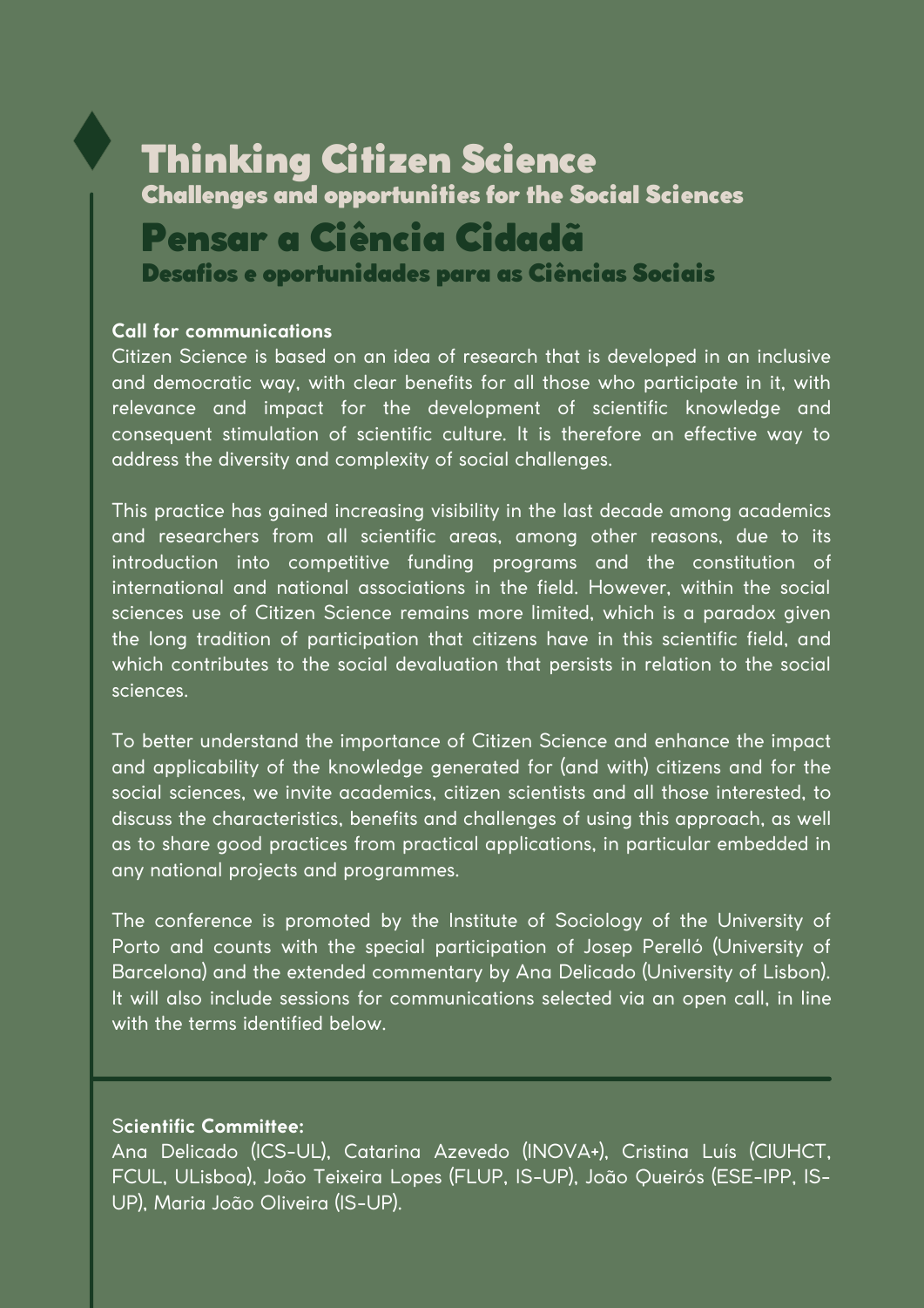# Thinking Citizen Science
## Challenges and opportunities for the Social Sciences

# Pensar a Ciência Cidadã
## Desafios e oportunidades para as Ciências Sociais

**Call for communications**

Citizen Science is based on an idea of research that is developed in an inclusive and democratic way, with clear benefits for all those who participate in it, with relevance and impact for the development of scientific knowledge and consequent stimulation of scientific culture. It is therefore an effective way to address the diversity and complexity of social challenges.

This practice has gained increasing visibility in the last decade among academics and researchers from all scientific areas, among other reasons, due to its introduction into competitive funding programs and the constitution of international and national associations in the field. However, within the social sciences use of Citizen Science remains more limited, which is a paradox given the long tradition of participation that citizens have in this scientific field, and which contributes to the social devaluation that persists in relation to the social sciences.

To better understand the importance of Citizen Science and enhance the impact and applicability of the knowledge generated for (and with) citizens and for the social sciences, we invite academics, citizen scientists and all those interested, to discuss the characteristics, benefits and challenges of using this approach, as well as to share good practices from practical applications, in particular embedded in any national projects and programmes.

The conference is promoted by the Institute of Sociology of the University of Porto and counts with the special participation of Josep Perelló (University of Barcelona) and the extended commentary by Ana Delicado (University of Lisbon). It will also include sessions for communications selected via an open call, in line with the terms identified below.

---

**Scientific Committee:**

Ana Delicado (ICS-UL), Catarina Azevedo (INOVA+), Cristina Luís (CIUHCT, FCUL, ULisboa), João Teixeira Lopes (FLUP, IS-UP), João Queirós (ESE-IPP, IS-UP), Maria João Oliveira (IS-UP).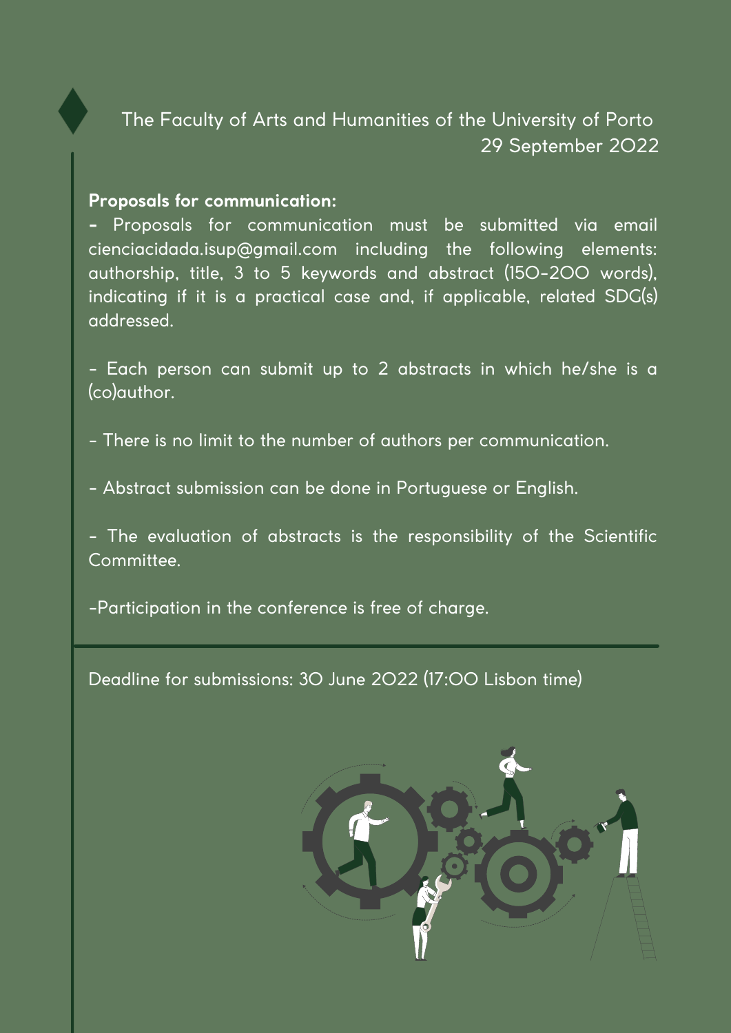The Faculty of Arts and Humanities of the University of Porto
29 September 2022

**Proposals for communication:**

- Proposals for communication must be submitted via email cienciacidada.isup@gmail.com including the following elements: authorship, title, 3 to 5 keywords and abstract (150-200 words), indicating if it is a practical case and, if applicable, related SDG(s) addressed.

- Each person can submit up to 2 abstracts in which he/she is a (co)author.

- There is no limit to the number of authors per communication.

- Abstract submission can be done in Portuguese or English.

- The evaluation of abstracts is the responsibility of the Scientific Committee.

- Participation in the conference is free of charge.

---

Deadline for submissions: 30 June 2022 (17:00 Lisbon time)